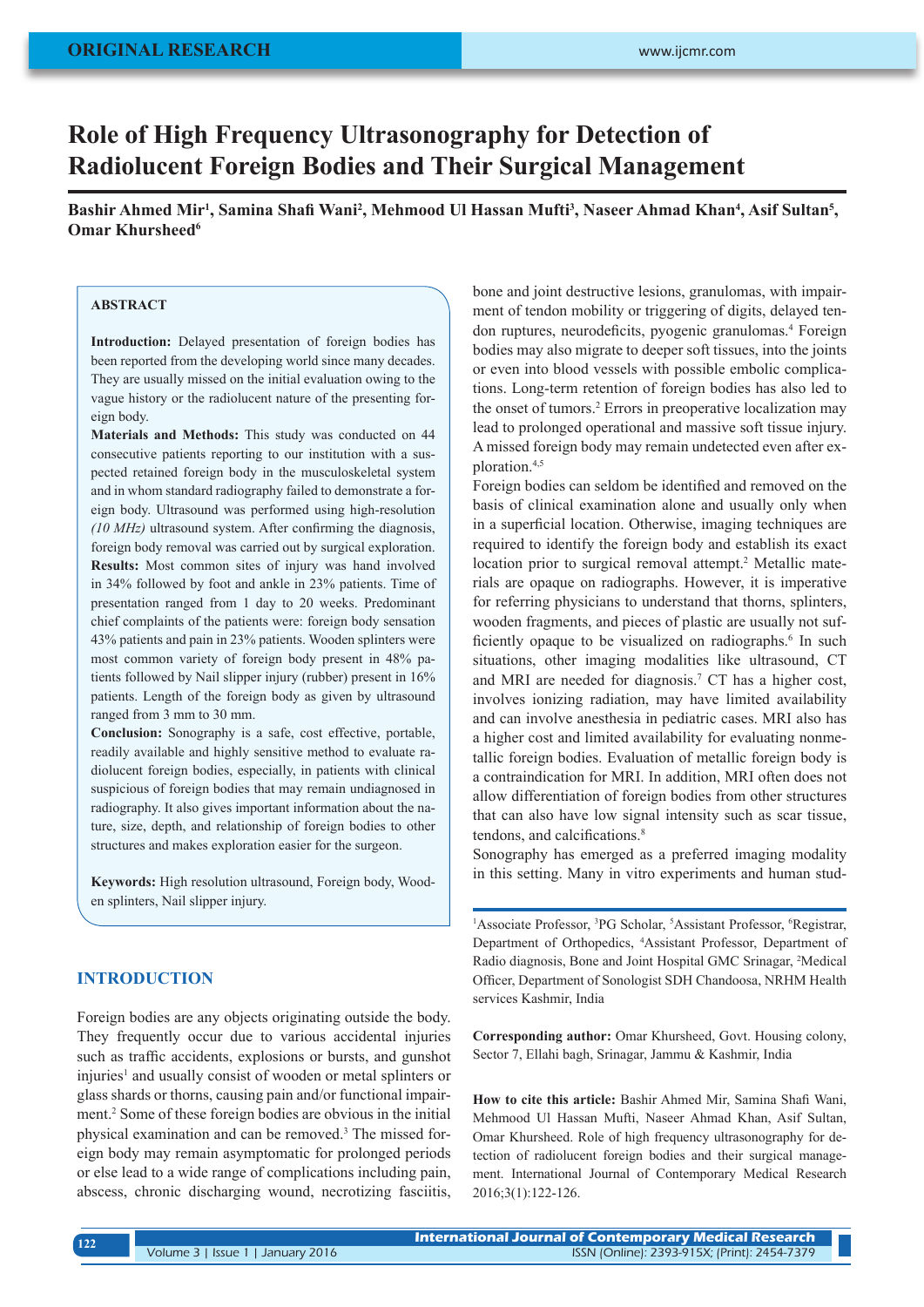**ORIGINAL RESEARCH**

# Role of High Frequency Ultrasonography for Detection of Radiolucent Foreign Bodies and Their Surgical Management

**Bashir Ahmed Mir[1], Samina Shafi Wani[2], Mehmood Ul Hassan Mufti[3], Naseer Ahmad Khan[4], Asif Sultan[5], Omar Khursheed[6]**

## ABSTRACT

**Introduction:** Delayed presentation of foreign bodies has been reported from the developing world since many decades. They are usually missed on the initial evaluation owing to the vague history or the radiolucent nature of the presenting foreign body.
**Materials and Methods:** This study was conducted on 44 consecutive patients reporting to our institution with a suspected retained foreign body in the musculoskeletal system and in whom standard radiography failed to demonstrate a foreign body. Ultrasound was performed using high-resolution *(10 MHz)* ultrasound system. After confirming the diagnosis, foreign body removal was carried out by surgical exploration.
**Results:** Most common sites of injury was hand involved in 34% followed by foot and ankle in 23% patients. Time of presentation ranged from 1 day to 20 weeks. Predominant chief complaints of the patients were: foreign body sensation 43% patients and pain in 23% patients. Wooden splinters were most common variety of foreign body present in 48% patients followed by Nail slipper injury (rubber) present in 16% patients. Length of the foreign body as given by ultrasound ranged from 3 mm to 30 mm.
**Conclusion:** Sonography is a safe, cost effective, portable, readily available and highly sensitive method to evaluate radiolucent foreign bodies, especially, in patients with clinical suspicious of foreign bodies that may remain undiagnosed in radiography. It also gives important information about the nature, size, depth, and relationship of foreign bodies to other structures and makes exploration easier for the surgeon.

**Keywords:** High resolution ultrasound, Foreign body, Wooden splinters, Nail slipper injury.

## INTRODUCTION

Foreign bodies are any objects originating outside the body. They frequently occur due to various accidental injuries such as traffic accidents, explosions or bursts, and gunshot injuries[1] and usually consist of wooden or metal splinters or glass shards or thorns, causing pain and/or functional impairment.[2] Some of these foreign bodies are obvious in the initial physical examination and can be removed.[3] The missed foreign body may remain asymptomatic for prolonged periods or else lead to a wide range of complications including pain, abscess, chronic discharging wound, necrotizing fasciitis, bone and joint destructive lesions, granulomas, with impairment of tendon mobility or triggering of digits, delayed tendon ruptures, neurodeficits, pyogenic granulomas.[4] Foreign bodies may also migrate to deeper soft tissues, into the joints or even into blood vessels with possible embolic complications. Long-term retention of foreign bodies has also led to the onset of tumors.[2] Errors in preoperative localization may lead to prolonged operational and massive soft tissue injury. A missed foreign body may remain undetected even after exploration.[4,5]

Foreign bodies can seldom be identified and removed on the basis of clinical examination alone and usually only when in a superficial location. Otherwise, imaging techniques are required to identify the foreign body and establish its exact location prior to surgical removal attempt.[2] Metallic materials are opaque on radiographs. However, it is imperative for referring physicians to understand that thorns, splinters, wooden fragments, and pieces of plastic are usually not sufficiently opaque to be visualized on radiographs.[6] In such situations, other imaging modalities like ultrasound, CT and MRI are needed for diagnosis.[7] CT has a higher cost, involves ionizing radiation, may have limited availability and can involve anesthesia in pediatric cases. MRI also has a higher cost and limited availability for evaluating nonmetallic foreign bodies. Evaluation of metallic foreign body is a contraindication for MRI. In addition, MRI often does not allow differentiation of foreign bodies from other structures that can also have low signal intensity such as scar tissue, tendons, and calcifications.[8]

Sonography has emerged as a preferred imaging modality in this setting. Many in vitro experiments and human stud-

[1]Associate Professor, [3]PG Scholar, [5]Assistant Professor, [6]Registrar, Department of Orthopedics, [4]Assistant Professor, Department of Radio diagnosis, Bone and Joint Hospital GMC Srinagar, [2]Medical Officer, Department of Sonologist SDH Chandoosa, NRHM Health services Kashmir, India

**Corresponding author:** Omar Khursheed, Govt. Housing colony, Sector 7, Ellahi bagh, Srinagar, Jammu & Kashmir, India

**How to cite this article:** Bashir Ahmed Mir, Samina Shafi Wani, Mehmood Ul Hassan Mufti, Naseer Ahmad Khan, Asif Sultan, Omar Khursheed. Role of high frequency ultrasonography for detection of radiolucent foreign bodies and their surgical management. International Journal of Contemporary Medical Research 2016;3(1):122-126.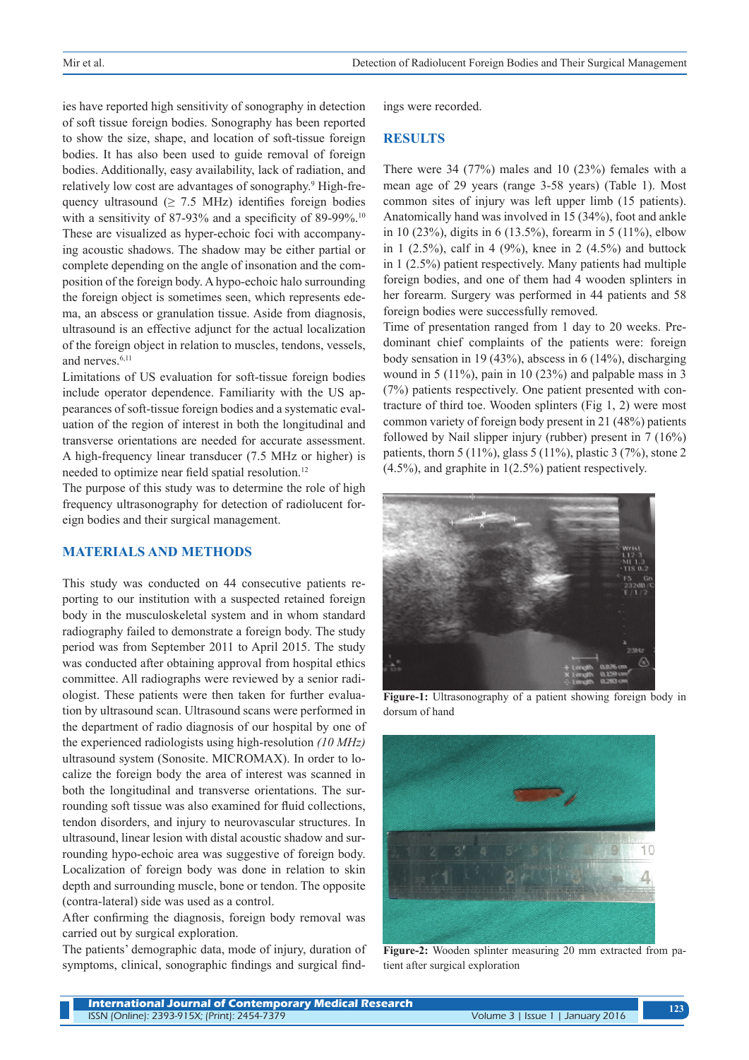ies have reported high sensitivity of sonography in detection of soft tissue foreign bodies. Sonography has been reported to show the size, shape, and location of soft-tissue foreign bodies. It has also been used to guide removal of foreign bodies. Additionally, easy availability, lack of radiation, and relatively low cost are advantages of sonography.[9] High-frequency ultrasound (≥ 7.5 MHz) identifies foreign bodies with a sensitivity of 87-93% and a specificity of 89-99%.[10] These are visualized as hyper-echoic foci with accompanying acoustic shadows. The shadow may be either partial or complete depending on the angle of insonation and the composition of the foreign body. A hypo-echoic halo surrounding the foreign object is sometimes seen, which represents edema, an abscess or granulation tissue. Aside from diagnosis, ultrasound is an effective adjunct for the actual localization of the foreign object in relation to muscles, tendons, vessels, and nerves.[6,11]

Limitations of US evaluation for soft-tissue foreign bodies include operator dependence. Familiarity with the US appearances of soft-tissue foreign bodies and a systematic evaluation of the region of interest in both the longitudinal and transverse orientations are needed for accurate assessment. A high-frequency linear transducer (7.5 MHz or higher) is needed to optimize near field spatial resolution.[12]

The purpose of this study was to determine the role of high frequency ultrasonography for detection of radiolucent foreign bodies and their surgical management.

## MATERIALS AND METHODS

This study was conducted on 44 consecutive patients reporting to our institution with a suspected retained foreign body in the musculoskeletal system and in whom standard radiography failed to demonstrate a foreign body. The study period was from September 2011 to April 2015. The study was conducted after obtaining approval from hospital ethics committee. All radiographs were reviewed by a senior radiologist. These patients were then taken for further evaluation by ultrasound scan. Ultrasound scans were performed in the department of radio diagnosis of our hospital by one of the experienced radiologists using high-resolution *(10 MHz)* ultrasound system (Sonosite. MICROMAX). In order to localize the foreign body the area of interest was scanned in both the longitudinal and transverse orientations. The surrounding soft tissue was also examined for fluid collections, tendon disorders, and injury to neurovascular structures. In ultrasound, linear lesion with distal acoustic shadow and surrounding hypo-echoic area was suggestive of foreign body. Localization of foreign body was done in relation to skin depth and surrounding muscle, bone or tendon. The opposite (contra-lateral) side was used as a control.

After confirming the diagnosis, foreign body removal was carried out by surgical exploration.

The patients' demographic data, mode of injury, duration of symptoms, clinical, sonographic findings and surgical findings were recorded.

## RESULTS

There were 34 (77%) males and 10 (23%) females with a mean age of 29 years (range 3-58 years) (Table 1). Most common sites of injury was left upper limb (15 patients). Anatomically hand was involved in 15 (34%), foot and ankle in 10 (23%), digits in 6 (13.5%), forearm in 5 (11%), elbow in 1 (2.5%), calf in 4 (9%), knee in 2 (4.5%) and buttock in 1 (2.5%) patient respectively. Many patients had multiple foreign bodies, and one of them had 4 wooden splinters in her forearm. Surgery was performed in 44 patients and 58 foreign bodies were successfully removed.

Time of presentation ranged from 1 day to 20 weeks. Predominant chief complaints of the patients were: foreign body sensation in 19 (43%), abscess in 6 (14%), discharging wound in 5 (11%), pain in 10 (23%) and palpable mass in 3 (7%) patients respectively. One patient presented with contracture of third toe. Wooden splinters (Fig 1, 2) were most common variety of foreign body present in 21 (48%) patients followed by Nail slipper injury (rubber) present in 7 (16%) patients, thorn 5 (11%), glass 5 (11%), plastic 3 (7%), stone 2 (4.5%), and graphite in 1(2.5%) patient respectively.

**Figure-1:** Ultrasonography of a patient showing foreign body in dorsum of hand

**Figure-2:** Wooden splinter measuring 20 mm extracted from patient after surgical exploration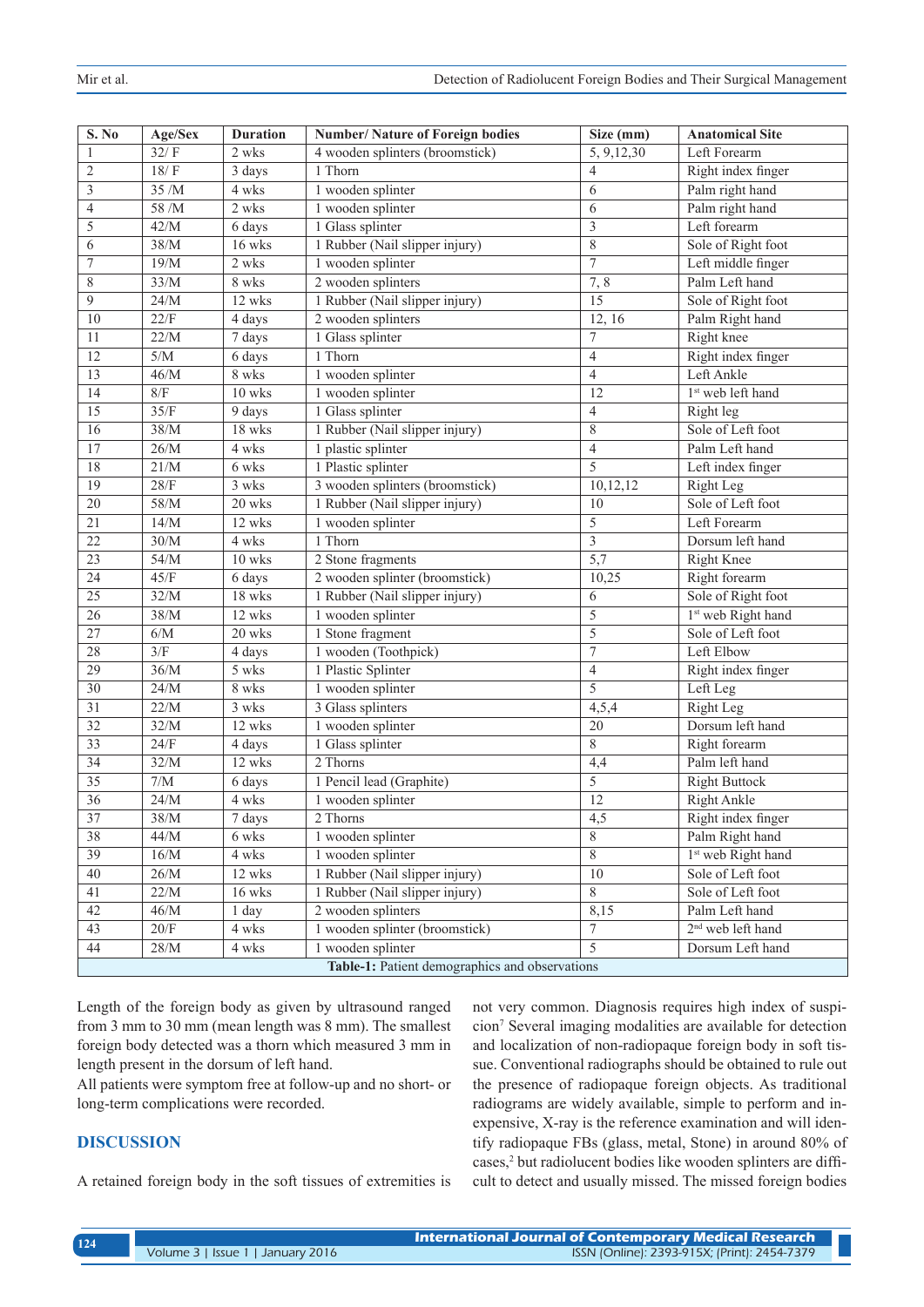| S. No | Age/Sex | Duration | Number/ Nature of Foreign bodies | Size (mm) | Anatomical Site |
|---|---|---|---|---|---|
| 1 | 32/ F | 2 wks | 4 wooden splinters (broomstick) | 5, 9,12,30 | Left Forearm |
| 2 | 18/ F | 3 days | 1 Thorn | 4 | Right index finger |
| 3 | 35 /M | 4 wks | 1 wooden splinter | 6 | Palm right hand |
| 4 | 58 /M | 2 wks | 1 wooden splinter | 6 | Palm right hand |
| 5 | 42/M | 6 days | 1 Glass splinter | 3 | Left forearm |
| 6 | 38/M | 16 wks | 1 Rubber (Nail slipper injury) | 8 | Sole of Right foot |
| 7 | 19/M | 2 wks | 1 wooden splinter | 7 | Left middle finger |
| 8 | 33/M | 8 wks | 2 wooden splinters | 7, 8 | Palm Left hand |
| 9 | 24/M | 12 wks | 1 Rubber (Nail slipper injury) | 15 | Sole of Right foot |
| 10 | 22/F | 4 days | 2 wooden splinters | 12, 16 | Palm Right hand |
| 11 | 22/M | 7 days | 1 Glass splinter | 7 | Right knee |
| 12 | 5/M | 6 days | 1 Thorn | 4 | Right index finger |
| 13 | 46/M | 8 wks | 1 wooden splinter | 4 | Left Ankle |
| 14 | 8/F | 10 wks | 1 wooden splinter | 12 | 1st web left hand |
| 15 | 35/F | 9 days | 1 Glass splinter | 4 | Right leg |
| 16 | 38/M | 18 wks | 1 Rubber (Nail slipper injury) | 8 | Sole of Left foot |
| 17 | 26/M | 4 wks | 1 plastic splinter | 4 | Palm Left hand |
| 18 | 21/M | 6 wks | 1 Plastic splinter | 5 | Left index finger |
| 19 | 28/F | 3 wks | 3 wooden splinters (broomstick) | 10,12,12 | Right Leg |
| 20 | 58/M | 20 wks | 1 Rubber (Nail slipper injury) | 10 | Sole of Left foot |
| 21 | 14/M | 12 wks | 1 wooden splinter | 5 | Left Forearm |
| 22 | 30/M | 4 wks | 1 Thorn | 3 | Dorsum left hand |
| 23 | 54/M | 10 wks | 2 Stone fragments | 5,7 | Right Knee |
| 24 | 45/F | 6 days | 2 wooden splinter (broomstick) | 10,25 | Right forearm |
| 25 | 32/M | 18 wks | 1 Rubber (Nail slipper injury) | 6 | Sole of Right foot |
| 26 | 38/M | 12 wks | 1 wooden splinter | 5 | 1st web Right hand |
| 27 | 6/M | 20 wks | 1 Stone fragment | 5 | Sole of Left foot |
| 28 | 3/F | 4 days | 1 wooden (Toothpick) | 7 | Left Elbow |
| 29 | 36/M | 5 wks | 1 Plastic Splinter | 4 | Right index finger |
| 30 | 24/M | 8 wks | 1 wooden splinter | 5 | Left Leg |
| 31 | 22/M | 3 wks | 3 Glass splinters | 4,5,4 | Right Leg |
| 32 | 32/M | 12 wks | 1 wooden splinter | 20 | Dorsum left hand |
| 33 | 24/F | 4 days | 1 Glass splinter | 8 | Right forearm |
| 34 | 32/M | 12 wks | 2 Thorns | 4,4 | Palm left hand |
| 35 | 7/M | 6 days | 1 Pencil lead (Graphite) | 5 | Right Buttock |
| 36 | 24/M | 4 wks | 1 wooden splinter | 12 | Right Ankle |
| 37 | 38/M | 7 days | 2 Thorns | 4,5 | Right index finger |
| 38 | 44/M | 6 wks | 1 wooden splinter | 8 | Palm Right hand |
| 39 | 16/M | 4 wks | 1 wooden splinter | 8 | 1st web Right hand |
| 40 | 26/M | 12 wks | 1 Rubber (Nail slipper injury) | 10 | Sole of Left foot |
| 41 | 22/M | 16 wks | 1 Rubber (Nail slipper injury) | 8 | Sole of Left foot |
| 42 | 46/M | 1 day | 2 wooden splinters | 8,15 | Palm Left hand |
| 43 | 20/F | 4 wks | 1 wooden splinter (broomstick) | 7 | 2nd web left hand |
| 44 | 28/M | 4 wks | 1 wooden splinter | 5 | Dorsum Left hand |

**Table-1:** Patient demographics and observations

Length of the foreign body as given by ultrasound ranged from 3 mm to 30 mm (mean length was 8 mm). The smallest foreign body detected was a thorn which measured 3 mm in length present in the dorsum of left hand.

All patients were symptom free at follow-up and no short- or long-term complications were recorded.

## DISCUSSION

A retained foreign body in the soft tissues of extremities is not very common. Diagnosis requires high index of suspicion[7] Several imaging modalities are available for detection and localization of non-radiopaque foreign body in soft tissue. Conventional radiographs should be obtained to rule out the presence of radiopaque foreign objects. As traditional radiograms are widely available, simple to perform and inexpensive, X-ray is the reference examination and will identify radiopaque FBs (glass, metal, Stone) in around 80% of cases,[2] but radiolucent bodies like wooden splinters are difficult to detect and usually missed. The missed foreign bodies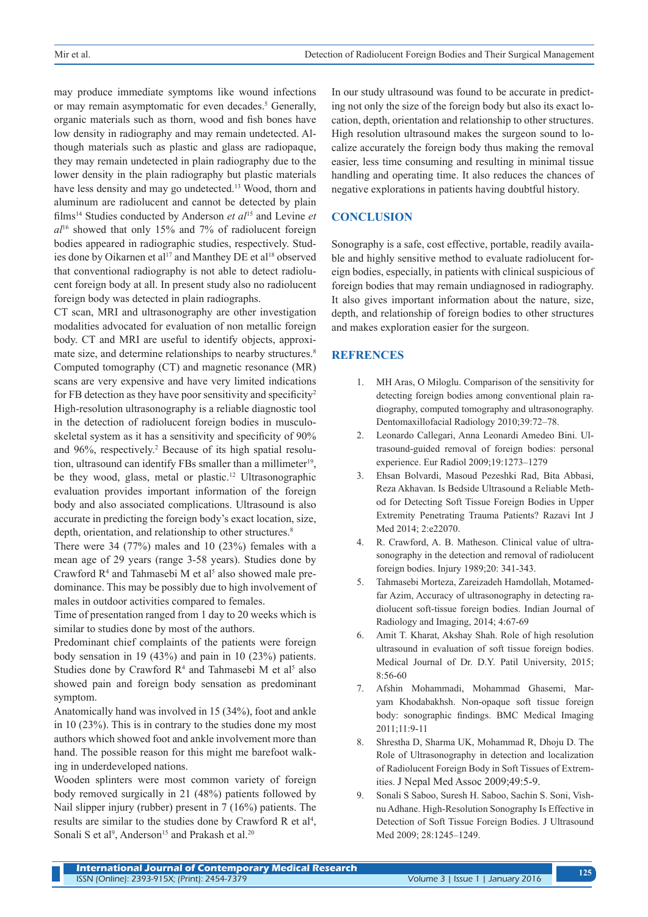may produce immediate symptoms like wound infections or may remain asymptomatic for even decades.[5] Generally, organic materials such as thorn, wood and fish bones have low density in radiography and may remain undetected. Although materials such as plastic and glass are radiopaque, they may remain undetected in plain radiography due to the lower density in the plain radiography but plastic materials have less density and may go undetected.[13] Wood, thorn and aluminum are radiolucent and cannot be detected by plain films[14] Studies conducted by Anderson *et al*[15] and Levine *et al*[16] showed that only 15% and 7% of radiolucent foreign bodies appeared in radiographic studies, respectively. Studies done by Oikarnen et al[17] and Manthey DE et al[18] observed that conventional radiography is not able to detect radiolucent foreign body at all. In present study also no radiolucent foreign body was detected in plain radiographs.

CT scan, MRI and ultrasonography are other investigation modalities advocated for evaluation of non metallic foreign body. CT and MRI are useful to identify objects, approximate size, and determine relationships to nearby structures.[8] Computed tomography (CT) and magnetic resonance (MR) scans are very expensive and have very limited indications for FB detection as they have poor sensitivity and specificity[2] High-resolution ultrasonography is a reliable diagnostic tool in the detection of radiolucent foreign bodies in musculoskeletal system as it has a sensitivity and specificity of 90% and 96%, respectively.[2] Because of its high spatial resolution, ultrasound can identify FBs smaller than a millimeter[19], be they wood, glass, metal or plastic.[12] Ultrasonographic evaluation provides important information of the foreign body and also associated complications. Ultrasound is also accurate in predicting the foreign body's exact location, size, depth, orientation, and relationship to other structures.[8]

There were 34 (77%) males and 10 (23%) females with a mean age of 29 years (range 3-58 years). Studies done by Crawford R[4] and Tahmasebi M et al[5] also showed male predominance. This may be possibly due to high involvement of males in outdoor activities compared to females.

Time of presentation ranged from 1 day to 20 weeks which is similar to studies done by most of the authors.

Predominant chief complaints of the patients were foreign body sensation in 19 (43%) and pain in 10 (23%) patients. Studies done by Crawford R[4] and Tahmasebi M et al[5] also showed pain and foreign body sensation as predominant symptom.

Anatomically hand was involved in 15 (34%), foot and ankle in 10 (23%). This is in contrary to the studies done my most authors which showed foot and ankle involvement more than hand. The possible reason for this might me barefoot walking in underdeveloped nations.

Wooden splinters were most common variety of foreign body removed surgically in 21 (48%) patients followed by Nail slipper injury (rubber) present in 7 (16%) patients. The results are similar to the studies done by Crawford R et al[4], Sonali S et al[9], Anderson[15] and Prakash et al.[20]

In our study ultrasound was found to be accurate in predicting not only the size of the foreign body but also its exact location, depth, orientation and relationship to other structures. High resolution ultrasound makes the surgeon sound to localize accurately the foreign body thus making the removal easier, less time consuming and resulting in minimal tissue handling and operating time. It also reduces the chances of negative explorations in patients having doubtful history.

## CONCLUSION

Sonography is a safe, cost effective, portable, readily available and highly sensitive method to evaluate radiolucent foreign bodies, especially, in patients with clinical suspicious of foreign bodies that may remain undiagnosed in radiography. It also gives important information about the nature, size, depth, and relationship of foreign bodies to other structures and makes exploration easier for the surgeon.

## REFRENCES

1. MH Aras, O Miloglu. Comparison of the sensitivity for detecting foreign bodies among conventional plain radiography, computed tomography and ultrasonography. Dentomaxillofacial Radiology 2010;39:72–78.
2. Leonardo Callegari, Anna Leonardi Amedeo Bini. Ultrasound-guided removal of foreign bodies: personal experience. Eur Radiol 2009;19:1273–1279
3. Ehsan Bolvardi, Masoud Pezeshki Rad, Bita Abbasi, Reza Akhavan. Is Bedside Ultrasound a Reliable Method for Detecting Soft Tissue Foreign Bodies in Upper Extremity Penetrating Trauma Patients? Razavi Int J Med 2014; 2:e22070.
4. R. Crawford, A. B. Matheson. Clinical value of ultrasonography in the detection and removal of radiolucent foreign bodies. Injury 1989;20: 341-343.
5. Tahmasebi Morteza, Zareizadeh Hamdollah, Motamedfar Azim, Accuracy of ultrasonography in detecting radiolucent soft-tissue foreign bodies. Indian Journal of Radiology and Imaging, 2014; 4:67-69
6. Amit T. Kharat, Akshay Shah. Role of high resolution ultrasound in evaluation of soft tissue foreign bodies. Medical Journal of Dr. D.Y. Patil University, 2015; 8:56-60
7. Afshin Mohammadi, Mohammad Ghasemi, Maryam Khodabakhsh. Non-opaque soft tissue foreign body: sonographic findings. BMC Medical Imaging 2011;11:9-11
8. Shrestha D, Sharma UK, Mohammad R, Dhoju D. The Role of Ultrasonography in detection and localization of Radiolucent Foreign Body in Soft Tissues of Extremities. J Nepal Med Assoc 2009;49:5-9.
9. Sonali S Saboo, Suresh H. Saboo, Sachin S. Soni, Vishnu Adhane. High-Resolution Sonography Is Effective in Detection of Soft Tissue Foreign Bodies. J Ultrasound Med 2009; 28:1245–1249.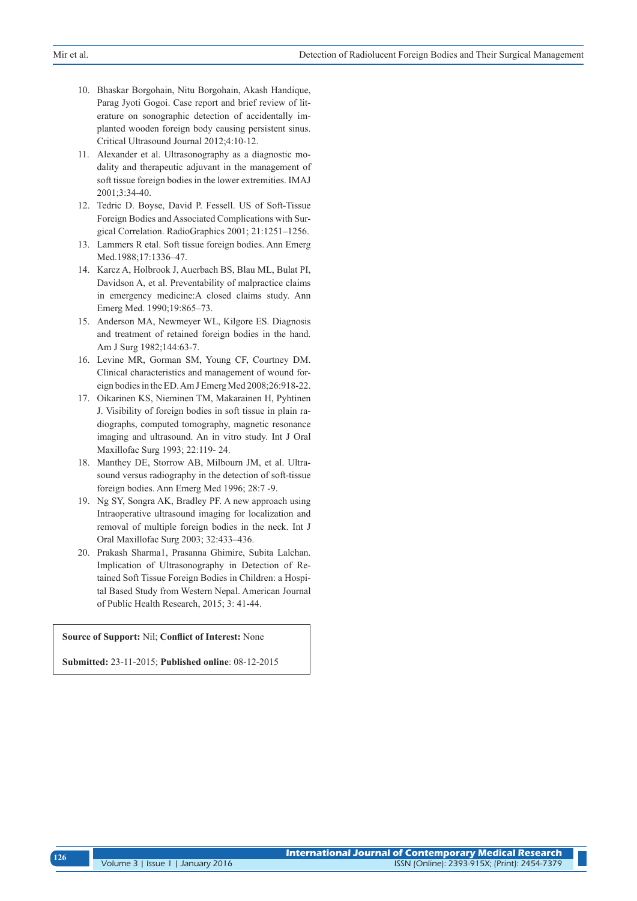10. Bhaskar Borgohain, Nitu Borgohain, Akash Handique, Parag Jyoti Gogoi. Case report and brief review of literature on sonographic detection of accidentally implanted wooden foreign body causing persistent sinus. Critical Ultrasound Journal 2012;4:10-12.
11. Alexander et al. Ultrasonography as a diagnostic modality and therapeutic adjuvant in the management of soft tissue foreign bodies in the lower extremities. IMAJ 2001;3:34-40.
12. Tedric D. Boyse, David P. Fessell. US of Soft-Tissue Foreign Bodies and Associated Complications with Surgical Correlation. RadioGraphics 2001; 21:1251–1256.
13. Lammers R etal. Soft tissue foreign bodies. Ann Emerg Med.1988;17:1336–47.
14. Karcz A, Holbrook J, Auerbach BS, Blau ML, Bulat PI, Davidson A, et al. Preventability of malpractice claims in emergency medicine:A closed claims study. Ann Emerg Med. 1990;19:865–73.
15. Anderson MA, Newmeyer WL, Kilgore ES. Diagnosis and treatment of retained foreign bodies in the hand. Am J Surg 1982;144:63-7.
16. Levine MR, Gorman SM, Young CF, Courtney DM. Clinical characteristics and management of wound foreign bodies in the ED. Am J Emerg Med 2008;26:918-22.
17. Oikarinen KS, Nieminen TM, Makarainen H, Pyhtinen J. Visibility of foreign bodies in soft tissue in plain radiographs, computed tomography, magnetic resonance imaging and ultrasound. An in vitro study. Int J Oral Maxillofac Surg 1993; 22:119- 24.
18. Manthey DE, Storrow AB, Milbourn JM, et al. Ultrasound versus radiography in the detection of soft-tissue foreign bodies. Ann Emerg Med 1996; 28:7 -9.
19. Ng SY, Songra AK, Bradley PF. A new approach using Intraoperative ultrasound imaging for localization and removal of multiple foreign bodies in the neck. Int J Oral Maxillofac Surg 2003; 32:433–436.
20. Prakash Sharma1, Prasanna Ghimire, Subita Lalchan. Implication of Ultrasonography in Detection of Retained Soft Tissue Foreign Bodies in Children: a Hospital Based Study from Western Nepal. American Journal of Public Health Research, 2015; 3: 41-44.

**Source of Support:** Nil; **Conflict of Interest:** None

**Submitted:** 23-11-2015; **Published online**: 08-12-2015